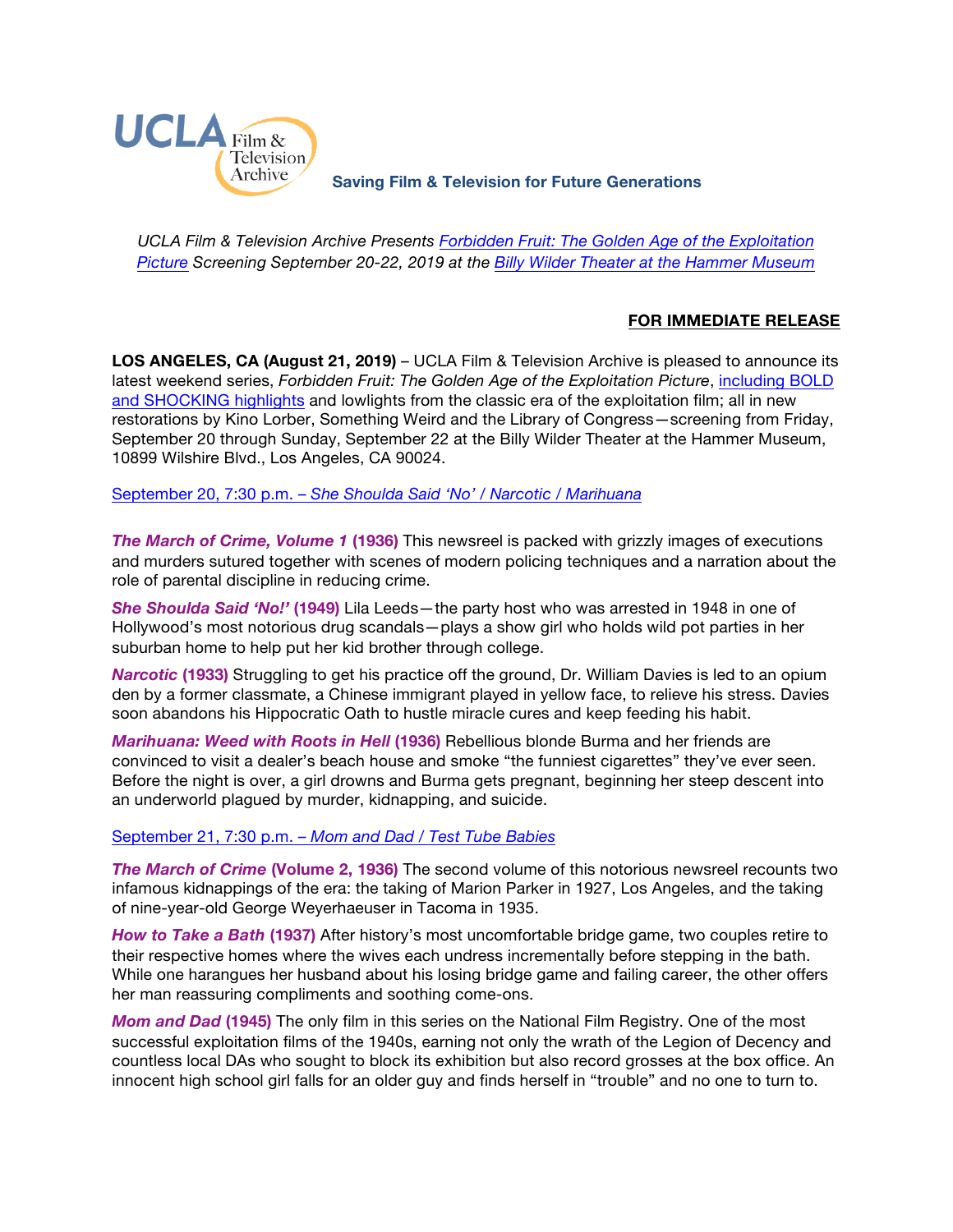UCLA Film & Television Archive

**Saving Film & Television for Future Generations**

*UCLA Film & Television Archive Presents Forbidden Fruit: The Golden Age of the Exploitation Picture Screening September 20-22, 2019 at the Billy Wilder Theater at the Hammer Museum*

**FOR IMMEDIATE RELEASE**

**LOS ANGELES, CA (August 21, 2019)** – UCLA Film & Television Archive is pleased to announce its latest weekend series, *Forbidden Fruit: The Golden Age of the Exploitation Picture*, including BOLD and SHOCKING highlights and lowlights from the classic era of the exploitation film; all in new restorations by Kino Lorber, Something Weird and the Library of Congress—screening from Friday, September 20 through Sunday, September 22 at the Billy Wilder Theater at the Hammer Museum, 10899 Wilshire Blvd., Los Angeles, CA 90024.

September 20, 7:30 p.m. – *She Shoulda Said 'No' / Narcotic / Marihuana*

***The March of Crime, Volume 1* (1936)** This newsreel is packed with grizzly images of executions and murders sutured together with scenes of modern policing techniques and a narration about the role of parental discipline in reducing crime.

***She Shoulda Said 'No!'* (1949)** Lila Leeds—the party host who was arrested in 1948 in one of Hollywood's most notorious drug scandals—plays a show girl who holds wild pot parties in her suburban home to help put her kid brother through college.

***Narcotic* (1933)** Struggling to get his practice off the ground, Dr. William Davies is led to an opium den by a former classmate, a Chinese immigrant played in yellow face, to relieve his stress. Davies soon abandons his Hippocratic Oath to hustle miracle cures and keep feeding his habit.

***Marihuana: Weed with Roots in Hell* (1936)** Rebellious blonde Burma and her friends are convinced to visit a dealer's beach house and smoke "the funniest cigarettes" they've ever seen. Before the night is over, a girl drowns and Burma gets pregnant, beginning her steep descent into an underworld plagued by murder, kidnapping, and suicide.

September 21, 7:30 p.m. – *Mom and Dad / Test Tube Babies*

***The March of Crime* (Volume 2, 1936)** The second volume of this notorious newsreel recounts two infamous kidnappings of the era: the taking of Marion Parker in 1927, Los Angeles, and the taking of nine-year-old George Weyerhaeuser in Tacoma in 1935.

***How to Take a Bath* (1937)** After history's most uncomfortable bridge game, two couples retire to their respective homes where the wives each undress incrementally before stepping in the bath. While one harangues her husband about his losing bridge game and failing career, the other offers her man reassuring compliments and soothing come-ons.

***Mom and Dad* (1945)** The only film in this series on the National Film Registry. One of the most successful exploitation films of the 1940s, earning not only the wrath of the Legion of Decency and countless local DAs who sought to block its exhibition but also record grosses at the box office. An innocent high school girl falls for an older guy and finds herself in "trouble" and no one to turn to.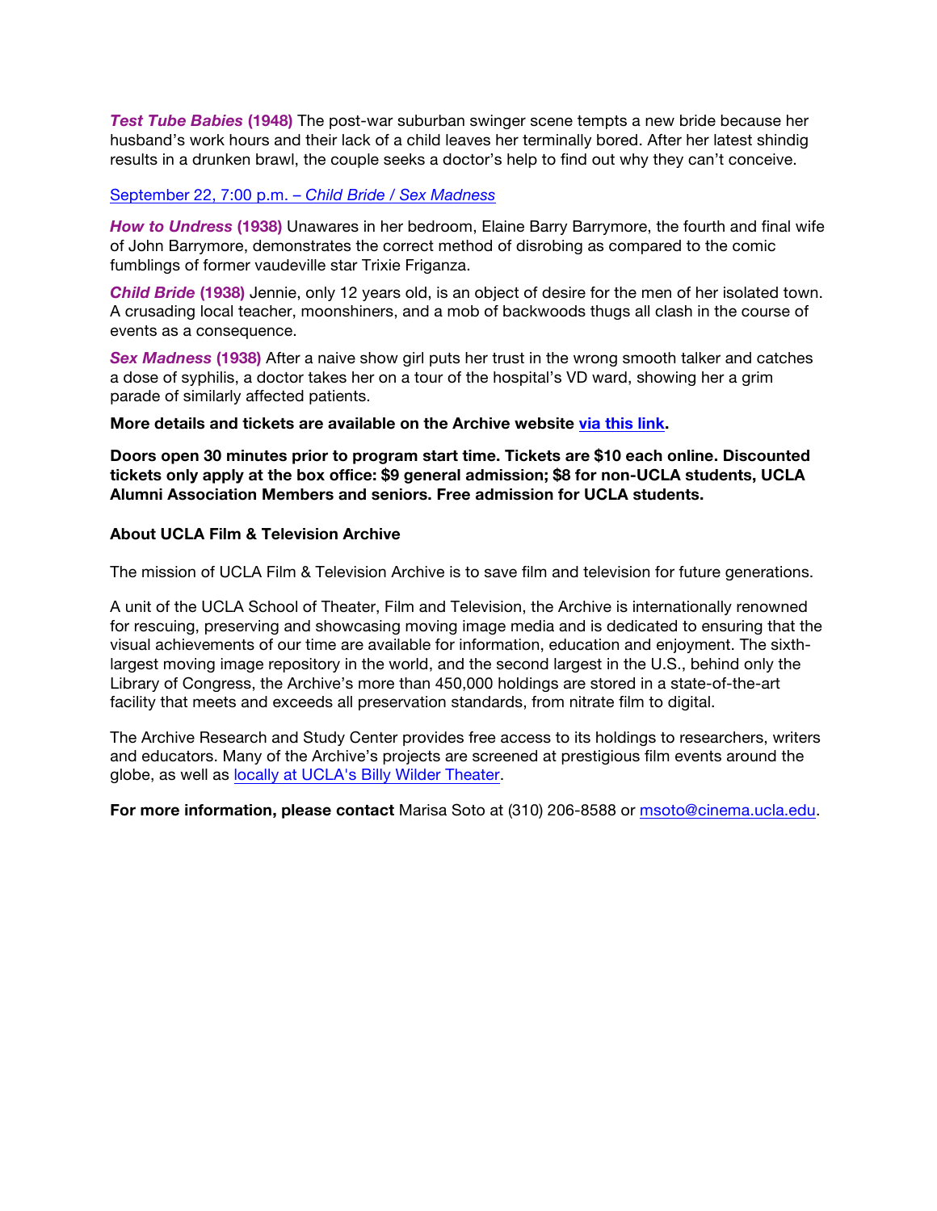***Test Tube Babies* (1948)** The post-war suburban swinger scene tempts a new bride because her husband's work hours and their lack of a child leaves her terminally bored. After her latest shindig results in a drunken brawl, the couple seeks a doctor's help to find out why they can't conceive.

September 22, 7:00 p.m. – *Child Bride / Sex Madness*

***How to Undress* (1938)** Unawares in her bedroom, Elaine Barry Barrymore, the fourth and final wife of John Barrymore, demonstrates the correct method of disrobing as compared to the comic fumblings of former vaudeville star Trixie Friganza.

***Child Bride* (1938)** Jennie, only 12 years old, is an object of desire for the men of her isolated town. A crusading local teacher, moonshiners, and a mob of backwoods thugs all clash in the course of events as a consequence.

***Sex Madness* (1938)** After a naive show girl puts her trust in the wrong smooth talker and catches a dose of syphilis, a doctor takes her on a tour of the hospital's VD ward, showing her a grim parade of similarly affected patients.

**More details and tickets are available on the Archive website via this link.**

**Doors open 30 minutes prior to program start time. Tickets are $10 each online. Discounted tickets only apply at the box office: $9 general admission; $8 for non-UCLA students, UCLA Alumni Association Members and seniors. Free admission for UCLA students.**

**About UCLA Film & Television Archive**

The mission of UCLA Film & Television Archive is to save film and television for future generations.

A unit of the UCLA School of Theater, Film and Television, the Archive is internationally renowned for rescuing, preserving and showcasing moving image media and is dedicated to ensuring that the visual achievements of our time are available for information, education and enjoyment. The sixth-largest moving image repository in the world, and the second largest in the U.S., behind only the Library of Congress, the Archive's more than 450,000 holdings are stored in a state-of-the-art facility that meets and exceeds all preservation standards, from nitrate film to digital.

The Archive Research and Study Center provides free access to its holdings to researchers, writers and educators. Many of the Archive's projects are screened at prestigious film events around the globe, as well as locally at UCLA's Billy Wilder Theater.

**For more information, please contact** Marisa Soto at (310) 206-8588 or msoto@cinema.ucla.edu.